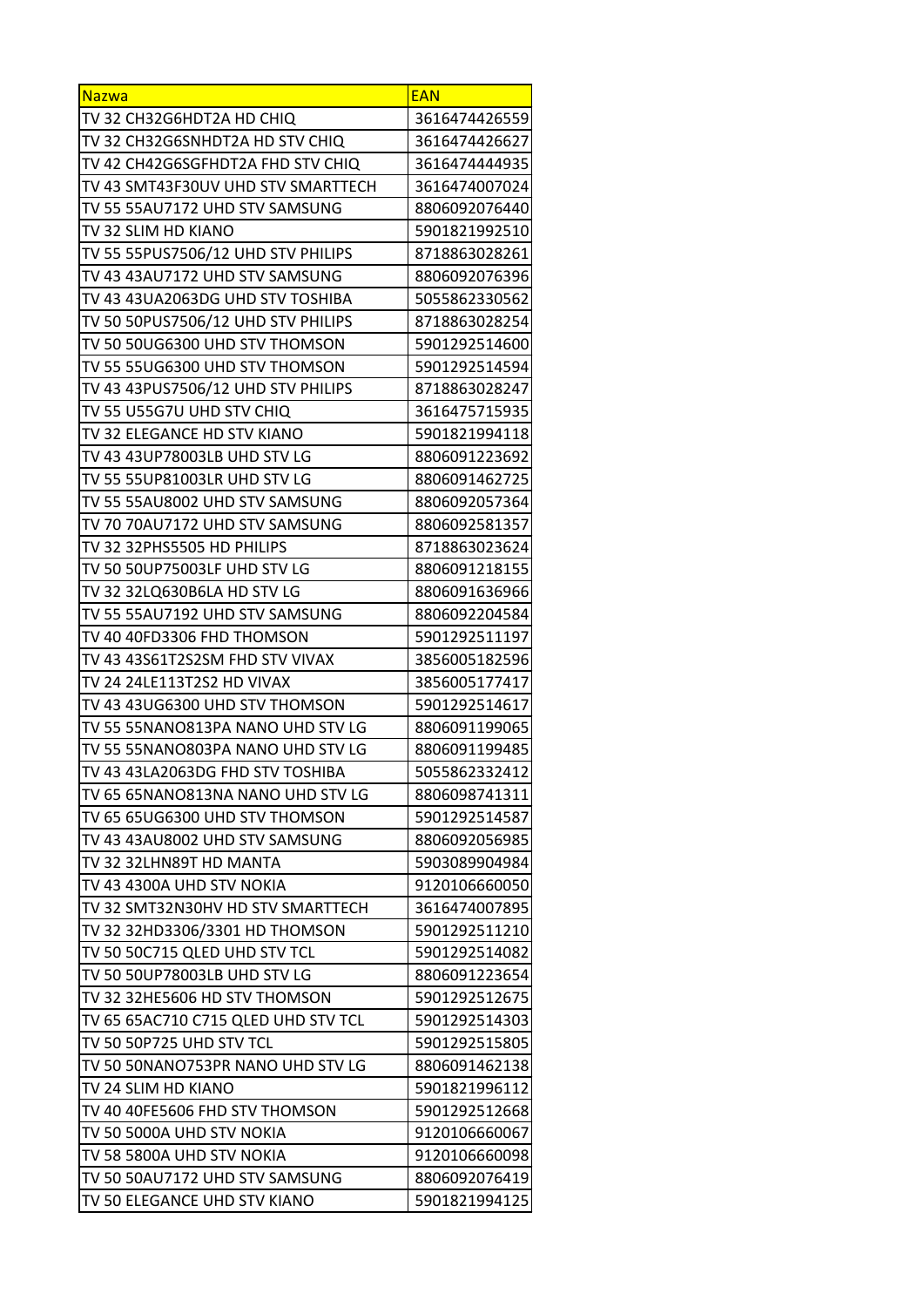| Nazwa | EAN |
|---|---|
| TV 32 CH32G6HDT2A HD CHIQ | 3616474426559 |
| TV 32 CH32G6SNHDT2A HD STV CHIQ | 3616474426627 |
| TV 42 CH42G6SGFHDT2A FHD STV CHIQ | 3616474444935 |
| TV 43 SMT43F30UV UHD STV SMARTTECH | 3616474007024 |
| TV 55 55AU7172 UHD STV SAMSUNG | 8806092076440 |
| TV 32 SLIM HD KIANO | 5901821992510 |
| TV 55 55PUS7506/12 UHD STV PHILIPS | 8718863028261 |
| TV 43 43AU7172 UHD STV SAMSUNG | 8806092076396 |
| TV 43 43UA2063DG UHD STV TOSHIBA | 5055862330562 |
| TV 50 50PUS7506/12 UHD STV PHILIPS | 8718863028254 |
| TV 50 50UG6300 UHD STV THOMSON | 5901292514600 |
| TV 55 55UG6300 UHD STV THOMSON | 5901292514594 |
| TV 43 43PUS7506/12 UHD STV PHILIPS | 8718863028247 |
| TV 55 U55G7U UHD STV CHIQ | 3616475715935 |
| TV 32 ELEGANCE HD STV KIANO | 5901821994118 |
| TV 43 43UP78003LB UHD STV LG | 8806091223692 |
| TV 55 55UP81003LR UHD STV LG | 8806091462725 |
| TV 55 55AU8002 UHD STV SAMSUNG | 8806092057364 |
| TV 70 70AU7172 UHD STV SAMSUNG | 8806092581357 |
| TV 32 32PHS5505 HD PHILIPS | 8718863023624 |
| TV 50 50UP75003LF UHD STV LG | 8806091218155 |
| TV 32 32LQ630B6LA HD STV LG | 8806091636966 |
| TV 55 55AU7192 UHD STV SAMSUNG | 8806092204584 |
| TV 40 40FD3306 FHD THOMSON | 5901292511197 |
| TV 43 43S61T2S2SM FHD STV VIVAX | 3856005182596 |
| TV 24 24LE113T2S2 HD VIVAX | 3856005177417 |
| TV 43 43UG6300 UHD STV THOMSON | 5901292514617 |
| TV 55 55NANO813PA NANO UHD STV LG | 8806091199065 |
| TV 55 55NANO803PA NANO UHD STV LG | 8806091199485 |
| TV 43 43LA2063DG FHD STV TOSHIBA | 5055862332412 |
| TV 65 65NANO813NA NANO UHD STV LG | 8806098741311 |
| TV 65 65UG6300 UHD STV THOMSON | 5901292514587 |
| TV 43 43AU8002 UHD STV SAMSUNG | 8806092056985 |
| TV 32 32LHN89T HD MANTA | 5903089904984 |
| TV 43 4300A UHD STV NOKIA | 9120106660050 |
| TV 32 SMT32N30HV HD STV SMARTTECH | 3616474007895 |
| TV 32 32HD3306/3301 HD THOMSON | 5901292511210 |
| TV 50 50C715 QLED UHD STV TCL | 5901292514082 |
| TV 50 50UP78003LB UHD STV LG | 8806091223654 |
| TV 32 32HE5606 HD STV THOMSON | 5901292512675 |
| TV 65 65AC710 C715 QLED UHD STV TCL | 5901292514303 |
| TV 50 50P725 UHD STV TCL | 5901292515805 |
| TV 50 50NANO753PR NANO UHD STV LG | 8806091462138 |
| TV 24 SLIM HD KIANO | 5901821996112 |
| TV 40 40FE5606 FHD STV THOMSON | 5901292512668 |
| TV 50 5000A UHD STV NOKIA | 9120106660067 |
| TV 58 5800A UHD STV NOKIA | 9120106660098 |
| TV 50 50AU7172 UHD STV SAMSUNG | 8806092076419 |
| TV 50 ELEGANCE UHD STV KIANO | 5901821994125 |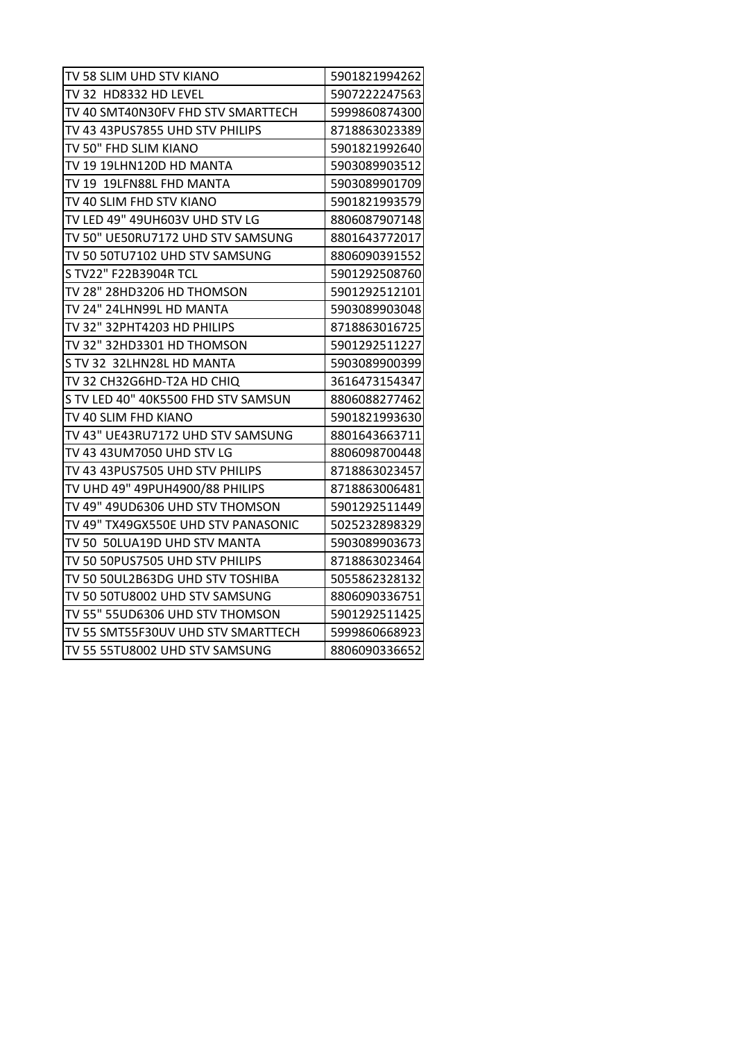| | |
|---|---|
| TV 58 SLIM UHD STV KIANO | 5901821994262 |
| TV 32  HD8332 HD LEVEL | 5907222247563 |
| TV 40 SMT40N30FV FHD STV SMARTTECH | 5999860874300 |
| TV 43 43PUS7855 UHD STV PHILIPS | 8718863023389 |
| TV 50" FHD SLIM KIANO | 5901821992640 |
| TV 19 19LHN120D HD MANTA | 5903089903512 |
| TV 19  19LFN88L FHD MANTA | 5903089901709 |
| TV 40 SLIM FHD STV KIANO | 5901821993579 |
| TV LED 49" 49UH603V UHD STV LG | 8806087907148 |
| TV 50" UE50RU7172 UHD STV SAMSUNG | 8801643772017 |
| TV 50 50TU7102 UHD STV SAMSUNG | 8806090391552 |
| S TV22" F22B3904R TCL | 5901292508760 |
| TV 28" 28HD3206 HD THOMSON | 5901292512101 |
| TV 24" 24LHN99L HD MANTA | 5903089903048 |
| TV 32" 32PHT4203 HD PHILIPS | 8718863016725 |
| TV 32" 32HD3301 HD THOMSON | 5901292511227 |
| S TV 32  32LHN28L HD MANTA | 5903089900399 |
| TV 32 CH32G6HD-T2A HD CHIQ | 3616473154347 |
| S TV LED 40" 40K5500 FHD STV SAMSUN | 8806088277462 |
| TV 40 SLIM FHD KIANO | 5901821993630 |
| TV 43" UE43RU7172 UHD STV SAMSUNG | 8801643663711 |
| TV 43 43UM7050 UHD STV LG | 8806098700448 |
| TV 43 43PUS7505 UHD STV PHILIPS | 8718863023457 |
| TV UHD 49" 49PUH4900/88 PHILIPS | 8718863006481 |
| TV 49" 49UD6306 UHD STV THOMSON | 5901292511449 |
| TV 49" TX49GX550E UHD STV PANASONIC | 5025232898329 |
| TV 50  50LUA19D UHD STV MANTA | 5903089903673 |
| TV 50 50PUS7505 UHD STV PHILIPS | 8718863023464 |
| TV 50 50UL2B63DG UHD STV TOSHIBA | 5055862328132 |
| TV 50 50TU8002 UHD STV SAMSUNG | 8806090336751 |
| TV 55" 55UD6306 UHD STV THOMSON | 5901292511425 |
| TV 55 SMT55F30UV UHD STV SMARTTECH | 5999860668923 |
| TV 55 55TU8002 UHD STV SAMSUNG | 8806090336652 |